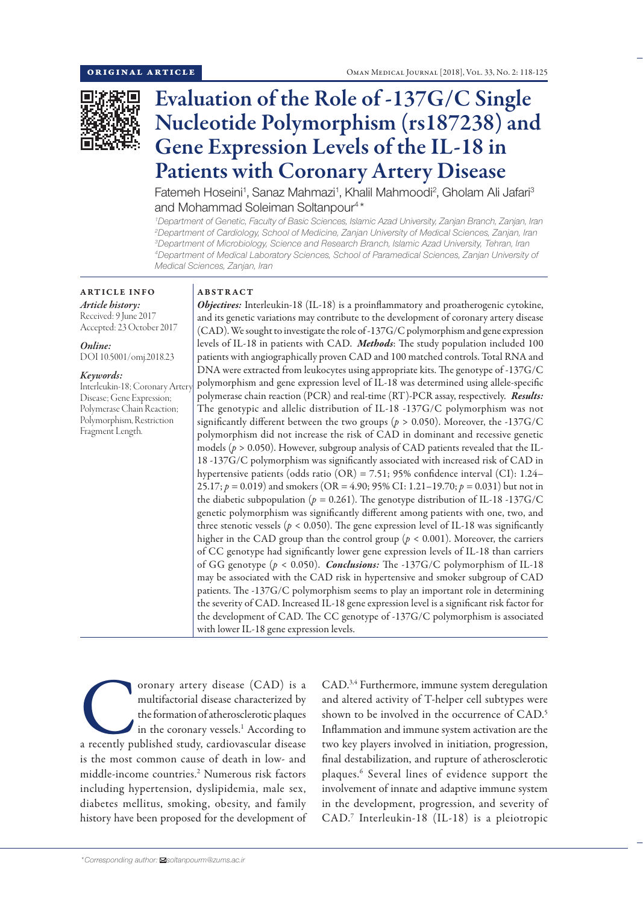ORIGINAL ARTICLE

# Evaluation of the Role of -137G/C Single Nucleotide Polymorphism (rs187238) and Gene Expression Levels of the IL-18 in Patients with Coronary Artery Disease

Fatemeh Hoseini[1], Sanaz Mahmazi[1], Khalil Mahmoodi[2], Gholam Ali Jafari[3] and Mohammad Soleiman Soltanpour[4]*

[1]Department of Genetic, Faculty of Basic Sciences, Islamic Azad University, Zanjan Branch, Zanjan, Iran
[2]Department of Cardiology, School of Medicine, Zanjan University of Medical Sciences, Zanjan, Iran
[3]Department of Microbiology, Science and Research Branch, Islamic Azad University, Tehran, Iran
[4]Department of Medical Laboratory Sciences, School of Paramedical Sciences, Zanjan University of Medical Sciences, Zanjan, Iran

## ARTICLE INFO

*Article history:*
Received: 9 June 2017
Accepted: 23 October 2017

*Online:*
DOI 10.5001/omj.2018.23

*Keywords:*
Interleukin-18; Coronary Artery Disease; Gene Expression; Polymerase Chain Reaction; Polymorphism, Restriction Fragment Length.

## ABSTRACT

***Objectives:*** Interleukin-18 (IL-18) is a proinflammatory and proatherogenic cytokine, and its genetic variations may contribute to the development of coronary artery disease (CAD). We sought to investigate the role of -137G/C polymorphism and gene expression levels of IL-18 in patients with CAD. ***Methods***: The study population included 100 patients with angiographically proven CAD and 100 matched controls. Total RNA and DNA were extracted from leukocytes using appropriate kits. The genotype of -137G/C polymorphism and gene expression level of IL-18 was determined using allele-specific polymerase chain reaction (PCR) and real-time (RT)-PCR assay, respectively. ***Results:*** The genotypic and allelic distribution of IL-18 -137G/C polymorphism was not significantly different between the two groups ($p > 0.050$). Moreover, the -137G/C polymorphism did not increase the risk of CAD in dominant and recessive genetic models ($p > 0.050$). However, subgroup analysis of CAD patients revealed that the IL-18 -137G/C polymorphism was significantly associated with increased risk of CAD in hypertensive patients (odds ratio (OR) = 7.51; 95% confidence interval (CI): 1.24–25.17; $p = 0.019$) and smokers (OR = 4.90; 95% CI: 1.21–19.70; $p = 0.031$) but not in the diabetic subpopulation ($p = 0.261$). The genotype distribution of IL-18 -137G/C genetic polymorphism was significantly different among patients with one, two, and three stenotic vessels ($p < 0.050$). The gene expression level of IL-18 was significantly higher in the CAD group than the control group ($p < 0.001$). Moreover, the carriers of CC genotype had significantly lower gene expression levels of IL-18 than carriers of GG genotype ($p < 0.050$). ***Conclusions:*** The -137G/C polymorphism of IL-18 may be associated with the CAD risk in hypertensive and smoker subgroup of CAD patients. The -137G/C polymorphism seems to play an important role in determining the severity of CAD. Increased IL-18 gene expression level is a significant risk factor for the development of CAD. The CC genotype of -137G/C polymorphism is associated with lower IL-18 gene expression levels.

Coronary artery disease (CAD) is a multifactorial disease characterized by the formation of atherosclerotic plaques in the coronary vessels.[1] According to a recently published study, cardiovascular disease is the most common cause of death in low- and middle-income countries.[2] Numerous risk factors including hypertension, dyslipidemia, male sex, diabetes mellitus, smoking, obesity, and family history have been proposed for the development of CAD.[3,4] Furthermore, immune system deregulation and altered activity of T-helper cell subtypes were shown to be involved in the occurrence of CAD.[5] Inflammation and immune system activation are the two key players involved in initiation, progression, final destabilization, and rupture of atherosclerotic plaques.[6] Several lines of evidence support the involvement of innate and adaptive immune system in the development, progression, and severity of CAD.[7] Interleukin-18 (IL-18) is a pleiotropic

*Corresponding author: soltanpourm@zums.ac.ir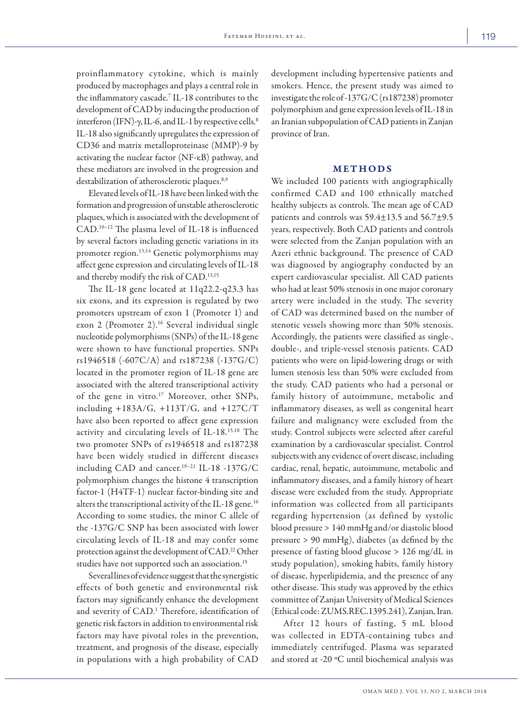proinflammatory cytokine, which is mainly produced by macrophages and plays a central role in the inflammatory cascade.[7] IL-18 contributes to the development of CAD by inducing the production of interferon (IFN)-γ, IL-6, and IL-1 by respective cells.[8] IL-18 also significantly upregulates the expression of CD36 and matrix metalloproteinase (MMP)-9 by activating the nuclear factor (NF-κB) pathway, and these mediators are involved in the progression and destabilization of atherosclerotic plaques.[8,9]

Elevated levels of IL-18 have been linked with the formation and progression of unstable atherosclerotic plaques, which is associated with the development of CAD.[10–12] The plasma level of IL-18 is influenced by several factors including genetic variations in its promoter region.[13,14] Genetic polymorphisms may affect gene expression and circulating levels of IL-18 and thereby modify the risk of CAD.[13,15]

The IL-18 gene located at 11q22.2-q23.3 has six exons, and its expression is regulated by two promoters upstream of exon 1 (Promoter 1) and exon 2 (Promoter 2).[16] Several individual single nucleotide polymorphisms (SNPs) of the IL-18 gene were shown to have functional properties. SNPs rs1946518 (-607C/A) and rs187238 (-137G/C) located in the promoter region of IL-18 gene are associated with the altered transcriptional activity of the gene in vitro.[17] Moreover, other SNPs, including +183A/G, +113T/G, and +127C/T have also been reported to affect gene expression activity and circulating levels of IL-18.[15,18] The two promoter SNPs of rs1946518 and rs187238 have been widely studied in different diseases including CAD and cancer.[19–21] IL-18 -137G/C polymorphism changes the histone 4 transcription factor-1 (H4TF-1) nuclear factor-binding site and alters the transcriptional activity of the IL-18 gene.[16] According to some studies, the minor C allele of the -137G/C SNP has been associated with lower circulating levels of IL-18 and may confer some protection against the development of CAD.[22] Other studies have not supported such an association.[15]

Several lines of evidence suggest that the synergistic effects of both genetic and environmental risk factors may significantly enhance the development and severity of CAD.[1] Therefore, identification of genetic risk factors in addition to environmental risk factors may have pivotal roles in the prevention, treatment, and prognosis of the disease, especially in populations with a high probability of CAD development including hypertensive patients and smokers. Hence, the present study was aimed to investigate the role of -137G/C (rs187238) promoter polymorphism and gene expression levels of IL-18 in an Iranian subpopulation of CAD patients in Zanjan province of Iran.

## METHODS

We included 100 patients with angiographically confirmed CAD and 100 ethnically matched healthy subjects as controls. The mean age of CAD patients and controls was 59.4±13.5 and 56.7±9.5 years, respectively. Both CAD patients and controls were selected from the Zanjan population with an Azeri ethnic background. The presence of CAD was diagnosed by angiography conducted by an expert cardiovascular specialist. All CAD patients who had at least 50% stenosis in one major coronary artery were included in the study. The severity of CAD was determined based on the number of stenotic vessels showing more than 50% stenosis. Accordingly, the patients were classified as single-, double-, and triple-vessel stenosis patients. CAD patients who were on lipid-lowering drugs or with lumen stenosis less than 50% were excluded from the study. CAD patients who had a personal or family history of autoimmune, metabolic and inflammatory diseases, as well as congenital heart failure and malignancy were excluded from the study. Control subjects were selected after careful examination by a cardiovascular specialist. Control subjects with any evidence of overt disease, including cardiac, renal, hepatic, autoimmune, metabolic and inflammatory diseases, and a family history of heart disease were excluded from the study. Appropriate information was collected from all participants regarding hypertension (as defined by systolic blood pressure > 140 mmHg and/or diastolic blood pressure > 90 mmHg), diabetes (as defined by the presence of fasting blood glucose > 126 mg/dL in study population), smoking habits, family history of disease, hyperlipidemia, and the presence of any other disease. This study was approved by the ethics committee of Zanjan University of Medical Sciences (Ethical code: ZUMS.REC.1395.241), Zanjan, Iran.

After 12 hours of fasting, 5 mL blood was collected in EDTA-containing tubes and immediately centrifuged. Plasma was separated and stored at -20 °C until biochemical analysis was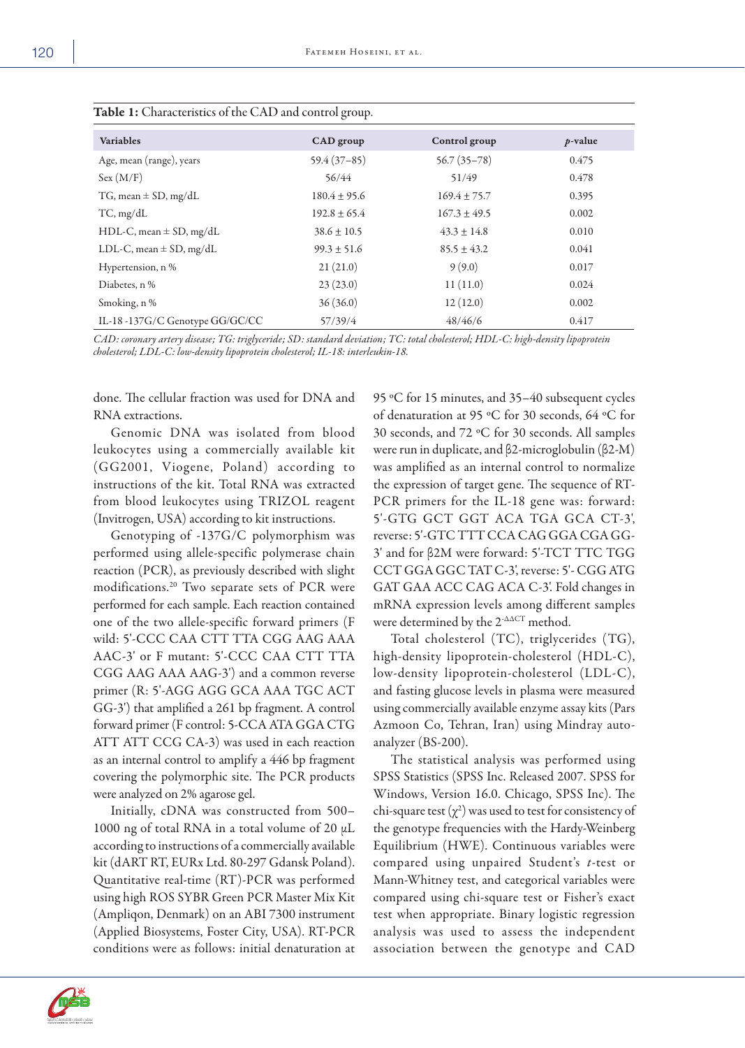**Table 1:** Characteristics of the CAD and control group.

| Variables | CAD group | Control group | *p*-value |
|---|---|---|---|
| Age, mean (range), years | 59.4 (37–85) | 56.7 (35–78) | 0.475 |
| Sex (M/F) | 56/44 | 51/49 | 0.478 |
| TG, mean ± SD, mg/dL | 180.4 ± 95.6 | 169.4 ± 75.7 | 0.395 |
| TC, mg/dL | 192.8 ± 65.4 | 167.3 ± 49.5 | 0.002 |
| HDL-C, mean ± SD, mg/dL | 38.6 ± 10.5 | 43.3 ± 14.8 | 0.010 |
| LDL-C, mean ± SD, mg/dL | 99.3 ± 51.6 | 85.5 ± 43.2 | 0.041 |
| Hypertension, n % | 21 (21.0) | 9 (9.0) | 0.017 |
| Diabetes, n % | 23 (23.0) | 11 (11.0) | 0.024 |
| Smoking, n % | 36 (36.0) | 12 (12.0) | 0.002 |
| IL-18 -137G/C Genotype GG/GC/CC | 57/39/4 | 48/46/6 | 0.417 |

*CAD: coronary artery disease; TG: triglyceride; SD: standard deviation; TC: total cholesterol; HDL-C: high-density lipoprotein cholesterol; LDL-C: low-density lipoprotein cholesterol; IL-18: interleukin-18.*

done. The cellular fraction was used for DNA and RNA extractions.

Genomic DNA was isolated from blood leukocytes using a commercially available kit (GG2001, Viogene, Poland) according to instructions of the kit. Total RNA was extracted from blood leukocytes using TRIZOL reagent (Invitrogen, USA) according to kit instructions.

Genotyping of -137G/C polymorphism was performed using allele-specific polymerase chain reaction (PCR), as previously described with slight modifications.[20] Two separate sets of PCR were performed for each sample. Each reaction contained one of the two allele-specific forward primers (F wild: 5'-CCC CAA CTT TTA CGG AAG AAA AAC-3' or F mutant: 5'-CCC CAA CTT TTA CGG AAG AAA AAG-3') and a common reverse primer (R: 5'-AGG AGG GCA AAA TGC ACT GG-3') that amplified a 261 bp fragment. A control forward primer (F control: 5-CCA ATA GGA CTG ATT ATT CCG CA-3) was used in each reaction as an internal control to amplify a 446 bp fragment covering the polymorphic site. The PCR products were analyzed on 2% agarose gel.

Initially, cDNA was constructed from 500–1000 ng of total RNA in a total volume of 20 µL according to instructions of a commercially available kit (dART RT, EURx Ltd. 80-297 Gdansk Poland). Quantitative real-time (RT)-PCR was performed using high ROS SYBR Green PCR Master Mix Kit (Ampliqon, Denmark) on an ABI 7300 instrument (Applied Biosystems, Foster City, USA). RT-PCR conditions were as follows: initial denaturation at 95 ºC for 15 minutes, and 35–40 subsequent cycles of denaturation at 95 ºC for 30 seconds, 64 ºC for 30 seconds, and 72 ºC for 30 seconds. All samples were run in duplicate, and β2-microglobulin (β2-M) was amplified as an internal control to normalize the expression of target gene. The sequence of RT-PCR primers for the IL-18 gene was: forward: 5'-GTG GCT GGT ACA TGA GCA CT-3', reverse: 5'-GTC TTT CCA CAG GGA CGA GG-3' and for β2M were forward: 5'-TCT TTC TGG CCT GGA GGC TAT C-3', reverse: 5'- CGG ATG GAT GAA ACC CAG ACA C-3'. Fold changes in mRNA expression levels among different samples were determined by the $2^{-\Delta\Delta CT}$ method.

Total cholesterol (TC), triglycerides (TG), high-density lipoprotein-cholesterol (HDL-C), low-density lipoprotein-cholesterol (LDL-C), and fasting glucose levels in plasma were measured using commercially available enzyme assay kits (Pars Azmoon Co, Tehran, Iran) using Mindray auto-analyzer (BS-200).

The statistical analysis was performed using SPSS Statistics (SPSS Inc. Released 2007. SPSS for Windows, Version 16.0. Chicago, SPSS Inc). The chi-square test ($\chi^2$) was used to test for consistency of the genotype frequencies with the Hardy-Weinberg Equilibrium (HWE). Continuous variables were compared using unpaired Student's *t*-test or Mann-Whitney test, and categorical variables were compared using chi-square test or Fisher's exact test when appropriate. Binary logistic regression analysis was used to assess the independent association between the genotype and CAD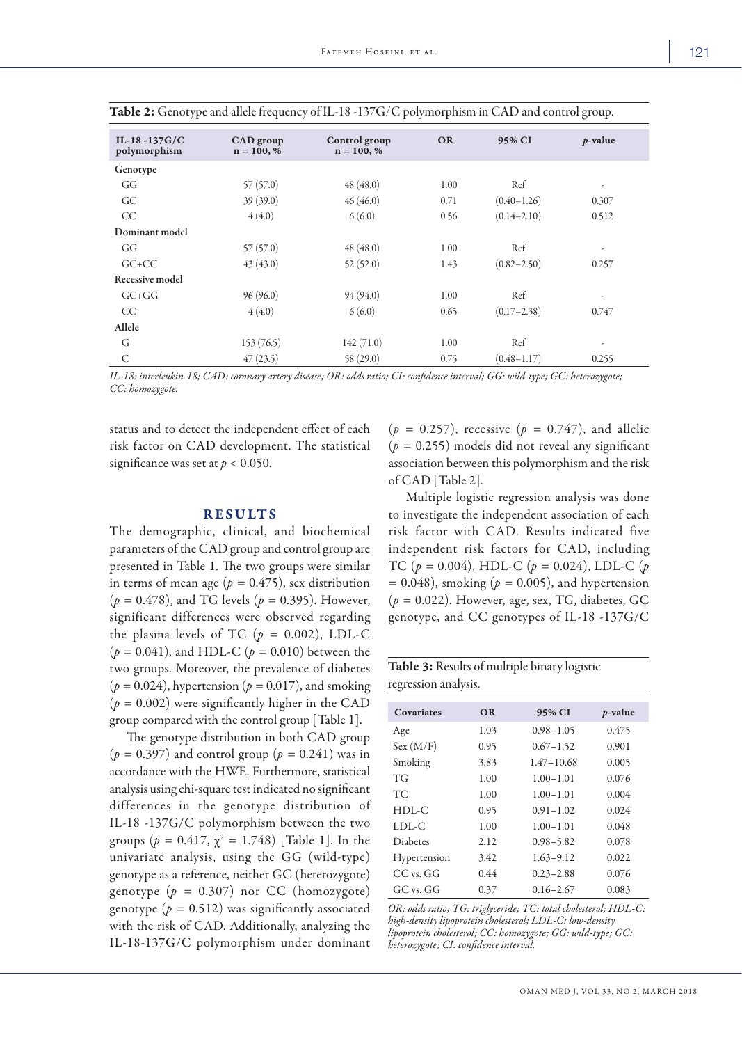**Table 2:** Genotype and allele frequency of IL-18 -137G/C polymorphism in CAD and control group.

| IL-18 -137G/C polymorphism | CAD group n = 100, % | Control group n = 100, % | OR | 95% CI | *p*-value |
|---|---|---|---|---|---|
| Genotype | | | | | |
| GG | 57 (57.0) | 48 (48.0) | 1.00 | Ref | - |
| GC | 39 (39.0) | 46 (46.0) | 0.71 | (0.40–1.26) | 0.307 |
| CC | 4 (4.0) | 6 (6.0) | 0.56 | (0.14–2.10) | 0.512 |
| Dominant model | | | | | |
| GG | 57 (57.0) | 48 (48.0) | 1.00 | Ref | - |
| GC+CC | 43 (43.0) | 52 (52.0) | 1.43 | (0.82–2.50) | 0.257 |
| Recessive model | | | | | |
| GC+GG | 96 (96.0) | 94 (94.0) | 1.00 | Ref | - |
| CC | 4 (4.0) | 6 (6.0) | 0.65 | (0.17–2.38) | 0.747 |
| Allele | | | | | |
| G | 153 (76.5) | 142 (71.0) | 1.00 | Ref | - |
| C | 47 (23.5) | 58 (29.0) | 0.75 | (0.48–1.17) | 0.255 |

*IL-18: interleukin-18; CAD: coronary artery disease; OR: odds ratio; CI: confidence interval; GG: wild-type; GC: heterozygote; CC: homozygote.*

status and to detect the independent effect of each risk factor on CAD development. The statistical significance was set at $p < 0.050$.

## RESULTS

The demographic, clinical, and biochemical parameters of the CAD group and control group are presented in Table 1. The two groups were similar in terms of mean age ($p = 0.475$), sex distribution ($p = 0.478$), and TG levels ($p = 0.395$). However, significant differences were observed regarding the plasma levels of TC ($p = 0.002$), LDL-C ($p = 0.041$), and HDL-C ($p = 0.010$) between the two groups. Moreover, the prevalence of diabetes ($p = 0.024$), hypertension ($p = 0.017$), and smoking ($p = 0.002$) were significantly higher in the CAD group compared with the control group [Table 1].

The genotype distribution in both CAD group ($p = 0.397$) and control group ($p = 0.241$) was in accordance with the HWE. Furthermore, statistical analysis using chi-square test indicated no significant differences in the genotype distribution of IL-18 -137G/C polymorphism between the two groups ($p = 0.417$, $\chi^2 = 1.748$) [Table 1]. In the univariate analysis, using the GG (wild-type) genotype as a reference, neither GC (heterozygote) genotype ($p = 0.307$) nor CC (homozygote) genotype ($p = 0.512$) was significantly associated with the risk of CAD. Additionally, analyzing the IL-18-137G/C polymorphism under dominant ($p = 0.257$), recessive ($p = 0.747$), and allelic ($p = 0.255$) models did not reveal any significant association between this polymorphism and the risk of CAD [Table 2].

Multiple logistic regression analysis was done to investigate the independent association of each risk factor with CAD. Results indicated five independent risk factors for CAD, including TC ($p = 0.004$), HDL-C ($p = 0.024$), LDL-C ($p = 0.048$), smoking ($p = 0.005$), and hypertension ($p = 0.022$). However, age, sex, TG, diabetes, GC genotype, and CC genotypes of IL-18 -137G/C

**Table 3:** Results of multiple binary logistic regression analysis.

| Covariates | OR | 95% CI | *p*-value |
|---|---|---|---|
| Age | 1.03 | 0.98–1.05 | 0.475 |
| Sex (M/F) | 0.95 | 0.67–1.52 | 0.901 |
| Smoking | 3.83 | 1.47–10.68 | 0.005 |
| TG | 1.00 | 1.00–1.01 | 0.076 |
| TC | 1.00 | 1.00–1.01 | 0.004 |
| HDL-C | 0.95 | 0.91–1.02 | 0.024 |
| LDL-C | 1.00 | 1.00–1.01 | 0.048 |
| Diabetes | 2.12 | 0.98–5.82 | 0.078 |
| Hypertension | 3.42 | 1.63–9.12 | 0.022 |
| CC vs. GG | 0.44 | 0.23–2.88 | 0.076 |
| GC vs. GG | 0.37 | 0.16–2.67 | 0.083 |

*OR: odds ratio; TG: triglyceride; TC: total cholesterol; HDL-C: high-density lipoprotein cholesterol; LDL-C: low-density lipoprotein cholesterol; CC: homozygote; GG: wild-type; GC: heterozygote; CI: confidence interval.*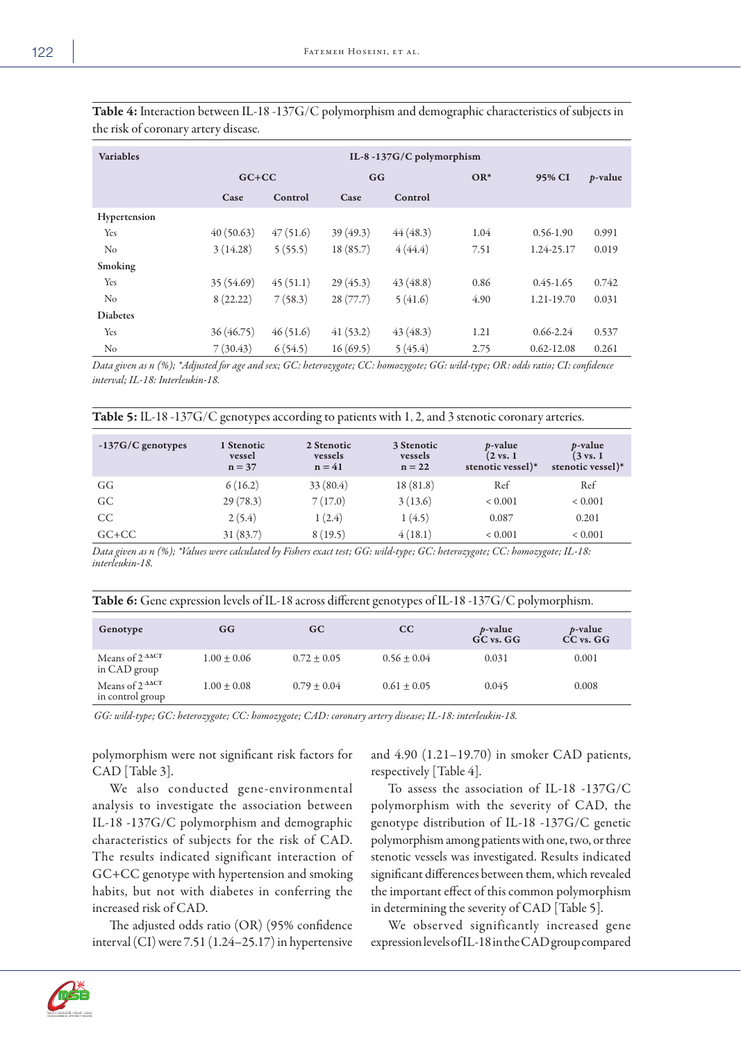**Table 4:** Interaction between IL-18 -137G/C polymorphism and demographic characteristics of subjects in the risk of coronary artery disease.

| Variables | IL-8 -137G/C polymorphism | | | | | | |
|---|---|---|---|---|---|---|---|
| | GC+CC | | GG | | OR* | 95% CI | *p*-value |
| | Case | Control | Case | Control | | | |
| Hypertension | | | | | | | |
| Yes | 40 (50.63) | 47 (51.6) | 39 (49.3) | 44 (48.3) | 1.04 | 0.56-1.90 | 0.991 |
| No | 3 (14.28) | 5 (55.5) | 18 (85.7) | 4 (44.4) | 7.51 | 1.24-25.17 | 0.019 |
| Smoking | | | | | | | |
| Yes | 35 (54.69) | 45 (51.1) | 29 (45.3) | 43 (48.8) | 0.86 | 0.45-1.65 | 0.742 |
| No | 8 (22.22) | 7 (58.3) | 28 (77.7) | 5 (41.6) | 4.90 | 1.21-19.70 | 0.031 |
| Diabetes | | | | | | | |
| Yes | 36 (46.75) | 46 (51.6) | 41 (53.2) | 43 (48.3) | 1.21 | 0.66-2.24 | 0.537 |
| No | 7 (30.43) | 6 (54.5) | 16 (69.5) | 5 (45.4) | 2.75 | 0.62-12.08 | 0.261 |

*Data given as n (%); \*Adjusted for age and sex; GC: heterozygote; CC: homozygote; GG: wild-type; OR: odds ratio; CI: confidence interval; IL-18: Interleukin-18.*

**Table 5:** IL-18 -137G/C genotypes according to patients with 1, 2, and 3 stenotic coronary arteries.

| -137G/C genotypes | 1 Stenotic vessel n = 37 | 2 Stenotic vessels n = 41 | 3 Stenotic vessels n = 22 | *p*-value (2 vs. 1 stenotic vessel)* | *p*-value (3 vs. 1 stenotic vessel)* |
|---|---|---|---|---|---|
| GG | 6 (16.2) | 33 (80.4) | 18 (81.8) | Ref | Ref |
| GC | 29 (78.3) | 7 (17.0) | 3 (13.6) | < 0.001 | < 0.001 |
| CC | 2 (5.4) | 1 (2.4) | 1 (4.5) | 0.087 | 0.201 |
| GC+CC | 31 (83.7) | 8 (19.5) | 4 (18.1) | < 0.001 | < 0.001 |

*Data given as n (%); \*Values were calculated by Fishers exact test; GG: wild-type; GC: heterozygote; CC: homozygote; IL-18: interleukin-18.*

**Table 6:** Gene expression levels of IL-18 across different genotypes of IL-18 -137G/C polymorphism.

| Genotype | GG | GC | CC | *p*-value GC vs. GG | *p*-value CC vs. GG |
|---|---|---|---|---|---|
| Means of $2^{-\Delta\Delta CT}$ in CAD group | 1.00 ± 0.06 | 0.72 ± 0.05 | 0.56 ± 0.04 | 0.031 | 0.001 |
| Means of $2^{-\Delta\Delta CT}$ in control group | 1.00 ± 0.08 | 0.79 ± 0.04 | 0.61 ± 0.05 | 0.045 | 0.008 |

*GG: wild-type; GC: heterozygote; CC: homozygote; CAD: coronary artery disease; IL-18: interleukin-18.*

polymorphism were not significant risk factors for CAD [Table 3].

We also conducted gene-environmental analysis to investigate the association between IL-18 -137G/C polymorphism and demographic characteristics of subjects for the risk of CAD. The results indicated significant interaction of GC+CC genotype with hypertension and smoking habits, but not with diabetes in conferring the increased risk of CAD.

The adjusted odds ratio (OR) (95% confidence interval (CI) were 7.51 (1.24–25.17) in hypertensive and 4.90 (1.21–19.70) in smoker CAD patients, respectively [Table 4].

To assess the association of IL-18 -137G/C polymorphism with the severity of CAD, the genotype distribution of IL-18 -137G/C genetic polymorphism among patients with one, two, or three stenotic vessels was investigated. Results indicated significant differences between them, which revealed the important effect of this common polymorphism in determining the severity of CAD [Table 5].

We observed significantly increased gene expression levels of IL-18 in the CAD group compared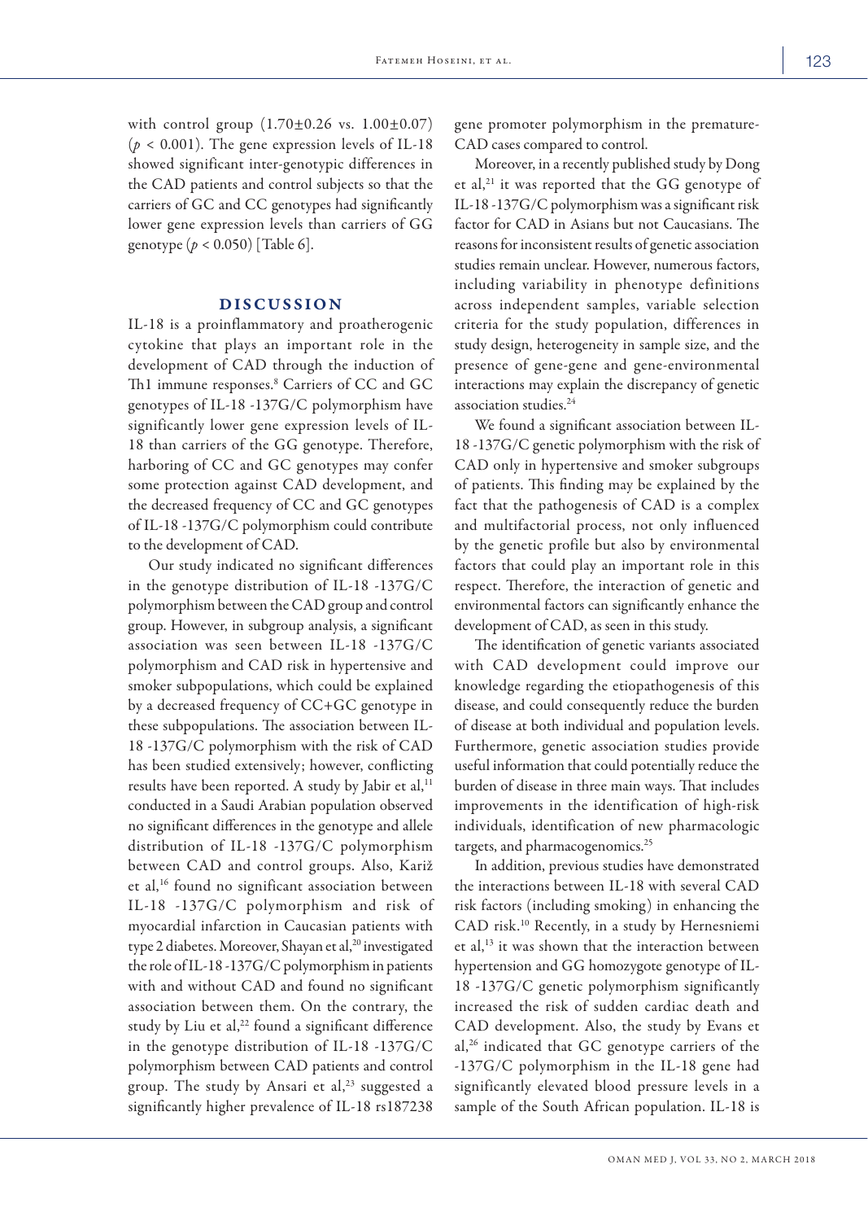with control group (1.70±0.26 vs. 1.00±0.07) ($p < 0.001$). The gene expression levels of IL-18 showed significant inter-genotypic differences in the CAD patients and control subjects so that the carriers of GC and CC genotypes had significantly lower gene expression levels than carriers of GG genotype ($p < 0.050$) [Table 6].

## DISCUSSION

IL-18 is a proinflammatory and proatherogenic cytokine that plays an important role in the development of CAD through the induction of Th1 immune responses.[8] Carriers of CC and GC genotypes of IL-18 -137G/C polymorphism have significantly lower gene expression levels of IL-18 than carriers of the GG genotype. Therefore, harboring of CC and GC genotypes may confer some protection against CAD development, and the decreased frequency of CC and GC genotypes of IL-18 -137G/C polymorphism could contribute to the development of CAD.

Our study indicated no significant differences in the genotype distribution of IL-18 -137G/C polymorphism between the CAD group and control group. However, in subgroup analysis, a significant association was seen between IL-18 -137G/C polymorphism and CAD risk in hypertensive and smoker subpopulations, which could be explained by a decreased frequency of CC+GC genotype in these subpopulations. The association between IL-18 -137G/C polymorphism with the risk of CAD has been studied extensively; however, conflicting results have been reported. A study by Jabir et al,[11] conducted in a Saudi Arabian population observed no significant differences in the genotype and allele distribution of IL-18 -137G/C polymorphism between CAD and control groups. Also, Kariž et al,[16] found no significant association between IL-18 -137G/C polymorphism and risk of myocardial infarction in Caucasian patients with type 2 diabetes. Moreover, Shayan et al,[20] investigated the role of IL-18 -137G/C polymorphism in patients with and without CAD and found no significant association between them. On the contrary, the study by Liu et al,[22] found a significant difference in the genotype distribution of IL-18 -137G/C polymorphism between CAD patients and control group. The study by Ansari et al,[23] suggested a significantly higher prevalence of IL-18 rs187238 gene promoter polymorphism in the premature-CAD cases compared to control.

Moreover, in a recently published study by Dong et al,[21] it was reported that the GG genotype of IL-18 -137G/C polymorphism was a significant risk factor for CAD in Asians but not Caucasians. The reasons for inconsistent results of genetic association studies remain unclear. However, numerous factors, including variability in phenotype definitions across independent samples, variable selection criteria for the study population, differences in study design, heterogeneity in sample size, and the presence of gene-gene and gene-environmental interactions may explain the discrepancy of genetic association studies.[24]

We found a significant association between IL-18 -137G/C genetic polymorphism with the risk of CAD only in hypertensive and smoker subgroups of patients. This finding may be explained by the fact that the pathogenesis of CAD is a complex and multifactorial process, not only influenced by the genetic profile but also by environmental factors that could play an important role in this respect. Therefore, the interaction of genetic and environmental factors can significantly enhance the development of CAD, as seen in this study.

The identification of genetic variants associated with CAD development could improve our knowledge regarding the etiopathogenesis of this disease, and could consequently reduce the burden of disease at both individual and population levels. Furthermore, genetic association studies provide useful information that could potentially reduce the burden of disease in three main ways. That includes improvements in the identification of high-risk individuals, identification of new pharmacologic targets, and pharmacogenomics.[25]

In addition, previous studies have demonstrated the interactions between IL-18 with several CAD risk factors (including smoking) in enhancing the CAD risk.[10] Recently, in a study by Hernesniemi et al,[13] it was shown that the interaction between hypertension and GG homozygote genotype of IL-18 -137G/C genetic polymorphism significantly increased the risk of sudden cardiac death and CAD development. Also, the study by Evans et al,[26] indicated that GC genotype carriers of the -137G/C polymorphism in the IL-18 gene had significantly elevated blood pressure levels in a sample of the South African population. IL-18 is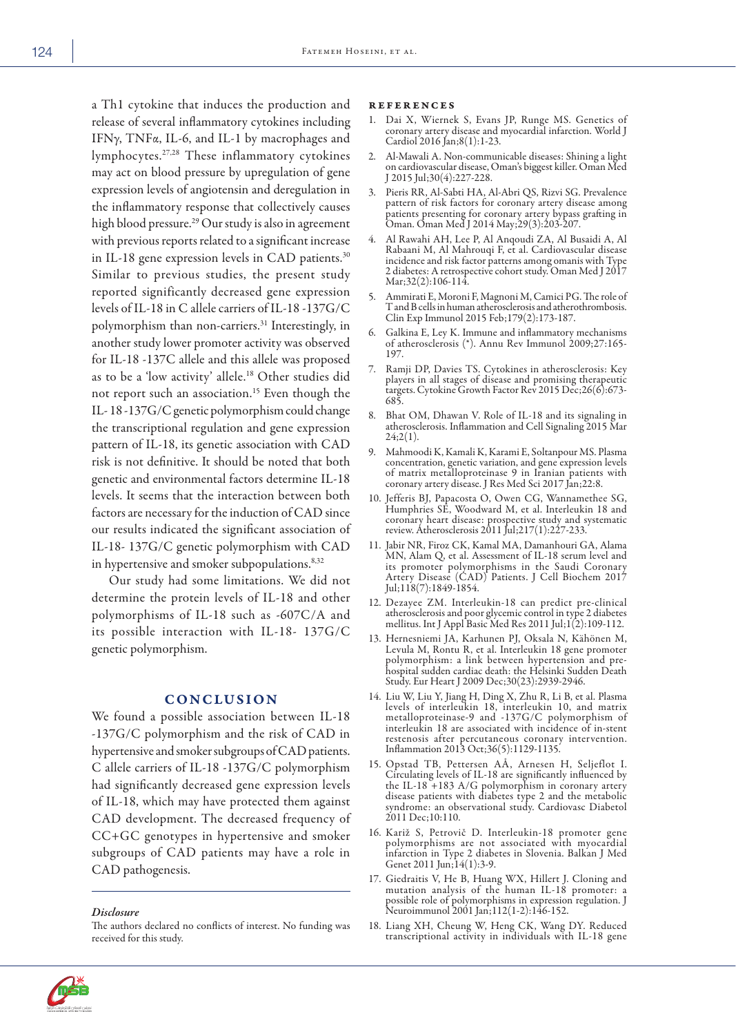a Th1 cytokine that induces the production and release of several inflammatory cytokines including IFNγ, TNFα, IL-6, and IL-1 by macrophages and lymphocytes.[27,28] These inflammatory cytokines may act on blood pressure by upregulation of gene expression levels of angiotensin and deregulation in the inflammatory response that collectively causes high blood pressure.[29] Our study is also in agreement with previous reports related to a significant increase in IL-18 gene expression levels in CAD patients.[30] Similar to previous studies, the present study reported significantly decreased gene expression levels of IL-18 in C allele carriers of IL-18 -137G/C polymorphism than non-carriers.[31] Interestingly, in another study lower promoter activity was observed for IL-18 -137C allele and this allele was proposed as to be a 'low activity' allele.[18] Other studies did not report such an association.[15] Even though the IL- 18 -137G/C genetic polymorphism could change the transcriptional regulation and gene expression pattern of IL-18, its genetic association with CAD risk is not definitive. It should be noted that both genetic and environmental factors determine IL-18 levels. It seems that the interaction between both factors are necessary for the induction of CAD since our results indicated the significant association of IL-18- 137G/C genetic polymorphism with CAD in hypertensive and smoker subpopulations.[8,32]

Our study had some limitations. We did not determine the protein levels of IL-18 and other polymorphisms of IL-18 such as -607C/A and its possible interaction with IL-18- 137G/C genetic polymorphism.

## CONCLUSION

We found a possible association between IL-18 -137G/C polymorphism and the risk of CAD in hypertensive and smoker subgroups of CAD patients. C allele carriers of IL-18 -137G/C polymorphism had significantly decreased gene expression levels of IL-18, which may have protected them against CAD development. The decreased frequency of CC+GC genotypes in hypertensive and smoker subgroups of CAD patients may have a role in CAD pathogenesis.

### *Disclosure*

The authors declared no conflicts of interest. No funding was received for this study.

## REFERENCES

1. Dai X, Wiernek S, Evans JP, Runge MS. Genetics of coronary artery disease and myocardial infarction. World J Cardiol 2016 Jan;8(1):1-23.
2. Al-Mawali A. Non-communicable diseases: Shining a light on cardiovascular disease, Oman's biggest killer. Oman Med J 2015 Jul;30(4):227-228.
3. Pieris RR, Al-Sabti HA, Al-Abri QS, Rizvi SG. Prevalence pattern of risk factors for coronary artery disease among patients presenting for coronary artery bypass grafting in Oman. Oman Med J 2014 May;29(3):203-207.
4. Al Rawahi AH, Lee P, Al Anqoudi ZA, Al Busaidi A, Al Rabaani M, Al Mahrouqi F, et al. Cardiovascular disease incidence and risk factor patterns among omanis with Type 2 diabetes: A retrospective cohort study. Oman Med J 2017 Mar;32(2):106-114.
5. Ammirati E, Moroni F, Magnoni M, Camici PG. The role of T and B cells in human atherosclerosis and atherothrombosis. Clin Exp Immunol 2015 Feb;179(2):173-187.
6. Galkina E, Ley K. Immune and inflammatory mechanisms of atherosclerosis (*). Annu Rev Immunol 2009;27:165-197.
7. Ramji DP, Davies TS. Cytokines in atherosclerosis: Key players in all stages of disease and promising therapeutic targets. Cytokine Growth Factor Rev 2015 Dec;26(6):673-685.
8. Bhat OM, Dhawan V. Role of IL-18 and its signaling in atherosclerosis. Inflammation and Cell Signaling 2015 Mar 24;2(1).
9. Mahmoodi K, Kamali K, Karami E, Soltanpour MS. Plasma concentration, genetic variation, and gene expression levels of matrix metalloproteinase 9 in Iranian patients with coronary artery disease. J Res Med Sci 2017 Jan;22:8.
10. Jefferis BJ, Papacosta O, Owen CG, Wannamethee SG, Humphries SE, Woodward M, et al. Interleukin 18 and coronary heart disease: prospective study and systematic review. Atherosclerosis 2011 Jul;217(1):227-233.
11. Jabir NR, Firoz CK, Kamal MA, Damanhouri GA, Alama MN, Alam Q, et al. Assessment of IL-18 serum level and its promoter polymorphisms in the Saudi Coronary Artery Disease (CAD) Patients. J Cell Biochem 2017 Jul;118(7):1849-1854.
12. Dezayee ZM. Interleukin-18 can predict pre-clinical atherosclerosis and poor glycemic control in type 2 diabetes mellitus. Int J Appl Basic Med Res 2011 Jul;1(2):109-112.
13. Hernesniemi JA, Karhunen PJ, Oksala N, Kähönen M, Levula M, Rontu R, et al. Interleukin 18 gene promoter polymorphism: a link between hypertension and pre-hospital sudden cardiac death: the Helsinki Sudden Death Study. Eur Heart J 2009 Dec;30(23):2939-2946.
14. Liu W, Liu Y, Jiang H, Ding X, Zhu R, Li B, et al. Plasma levels of interleukin 18, interleukin 10, and matrix metalloproteinase-9 and -137G/C polymorphism of interleukin 18 are associated with incidence of in-stent restenosis after percutaneous coronary intervention. Inflammation 2013 Oct;36(5):1129-1135.
15. Opstad TB, Pettersen AÅ, Arnesen H, Seljeflot I. Circulating levels of IL-18 are significantly influenced by the IL-18 +183 A/G polymorphism in coronary artery disease patients with diabetes type 2 and the metabolic syndrome: an observational study. Cardiovasc Diabetol 2011 Dec;10:110.
16. Kariž S, Petrovič D. Interleukin-18 promoter gene polymorphisms are not associated with myocardial infarction in Type 2 diabetes in Slovenia. Balkan J Med Genet 2011 Jun;14(1):3-9.
17. Giedraitis V, He B, Huang WX, Hillert J. Cloning and mutation analysis of the human IL-18 promoter: a possible role of polymorphisms in expression regulation. J Neuroimmunol 2001 Jan;112(1-2):146-152.
18. Liang XH, Cheung W, Heng CK, Wang DY. Reduced transcriptional activity in individuals with IL-18 gene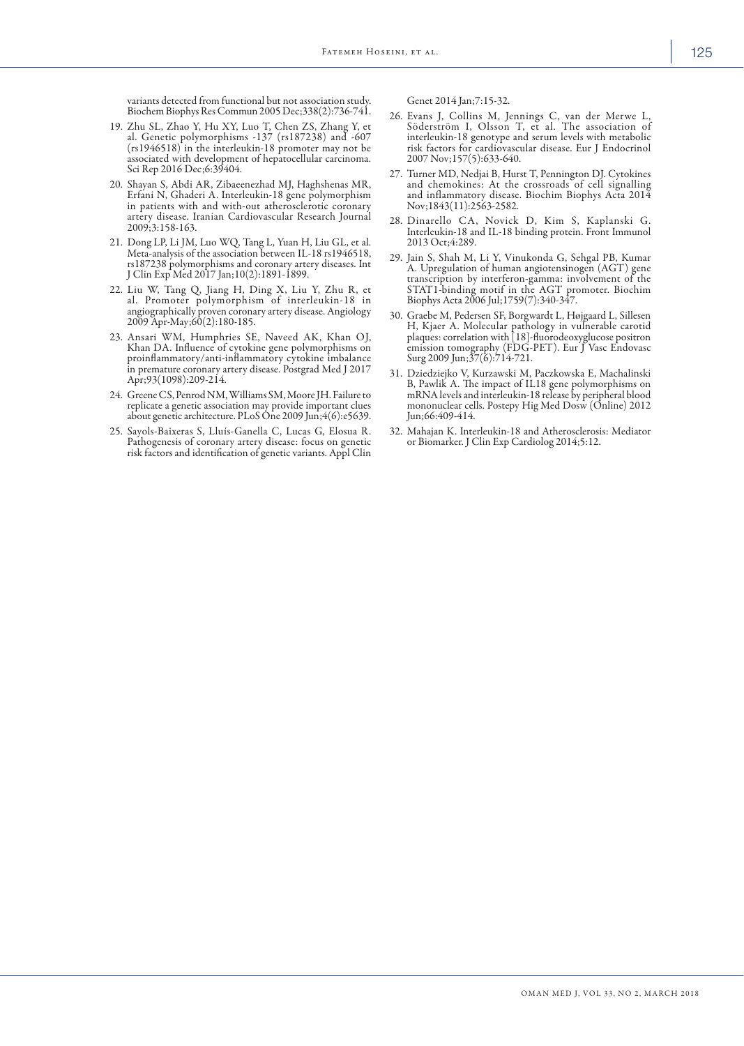variants detected from functional but not association study. Biochem Biophys Res Commun 2005 Dec;338(2):736-741.

19. Zhu SL, Zhao Y, Hu XY, Luo T, Chen ZS, Zhang Y, et al. Genetic polymorphisms -137 (rs187238) and -607 (rs1946518) in the interleukin-18 promoter may not be associated with development of hepatocellular carcinoma. Sci Rep 2016 Dec;6:39404.
20. Shayan S, Abdi AR, Zibaeenezhad MJ, Haghshenas MR, Erfani N, Ghaderi A. Interleukin-18 gene polymorphism in patients with and with-out atherosclerotic coronary artery disease. Iranian Cardiovascular Research Journal 2009;3:158-163.
21. Dong LP, Li JM, Luo WQ, Tang L, Yuan H, Liu GL, et al. Meta-analysis of the association between IL-18 rs1946518, rs187238 polymorphisms and coronary artery diseases. Int J Clin Exp Med 2017 Jan;10(2):1891-1899.
22. Liu W, Tang Q, Jiang H, Ding X, Liu Y, Zhu R, et al. Promoter polymorphism of interleukin-18 in angiographically proven coronary artery disease. Angiology 2009 Apr-May;60(2):180-185.
23. Ansari WM, Humphries SE, Naveed AK, Khan OJ, Khan DA. Influence of cytokine gene polymorphisms on proinflammatory/anti-inflammatory cytokine imbalance in premature coronary artery disease. Postgrad Med J 2017 Apr;93(1098):209-214.
24. Greene CS, Penrod NM, Williams SM, Moore JH. Failure to replicate a genetic association may provide important clues about genetic architecture. PLoS One 2009 Jun;4(6):e5639.
25. Sayols-Baixeras S, Lluís-Ganella C, Lucas G, Elosua R. Pathogenesis of coronary artery disease: focus on genetic risk factors and identification of genetic variants. Appl Clin Genet 2014 Jan;7:15-32.
26. Evans J, Collins M, Jennings C, van der Merwe L, Söderström I, Olsson T, et al. The association of interleukin-18 genotype and serum levels with metabolic risk factors for cardiovascular disease. Eur J Endocrinol 2007 Nov;157(5):633-640.
27. Turner MD, Nedjai B, Hurst T, Pennington DJ. Cytokines and chemokines: At the crossroads of cell signalling and inflammatory disease. Biochim Biophys Acta 2014 Nov;1843(11):2563-2582.
28. Dinarello CA, Novick D, Kim S, Kaplanski G. Interleukin-18 and IL-18 binding protein. Front Immunol 2013 Oct;4:289.
29. Jain S, Shah M, Li Y, Vinukonda G, Sehgal PB, Kumar A. Upregulation of human angiotensinogen (AGT) gene transcription by interferon-gamma: involvement of the STAT1-binding motif in the AGT promoter. Biochim Biophys Acta 2006 Jul;1759(7):340-347.
30. Graebe M, Pedersen SF, Borgwardt L, Højgaard L, Sillesen H, Kjaer A. Molecular pathology in vulnerable carotid plaques: correlation with [18]-fluorodeoxyglucose positron emission tomography (FDG-PET). Eur J Vasc Endovasc Surg 2009 Jun;37(6):714-721.
31. Dziedziejko V, Kurzawski M, Paczkowska E, Machalinski B, Pawlik A. The impact of IL18 gene polymorphisms on mRNA levels and interleukin-18 release by peripheral blood mononuclear cells. Postepy Hig Med Dosw (Online) 2012 Jun;66:409-414.
32. Mahajan K. Interleukin-18 and Atherosclerosis: Mediator or Biomarker. J Clin Exp Cardiolog 2014;5:12.